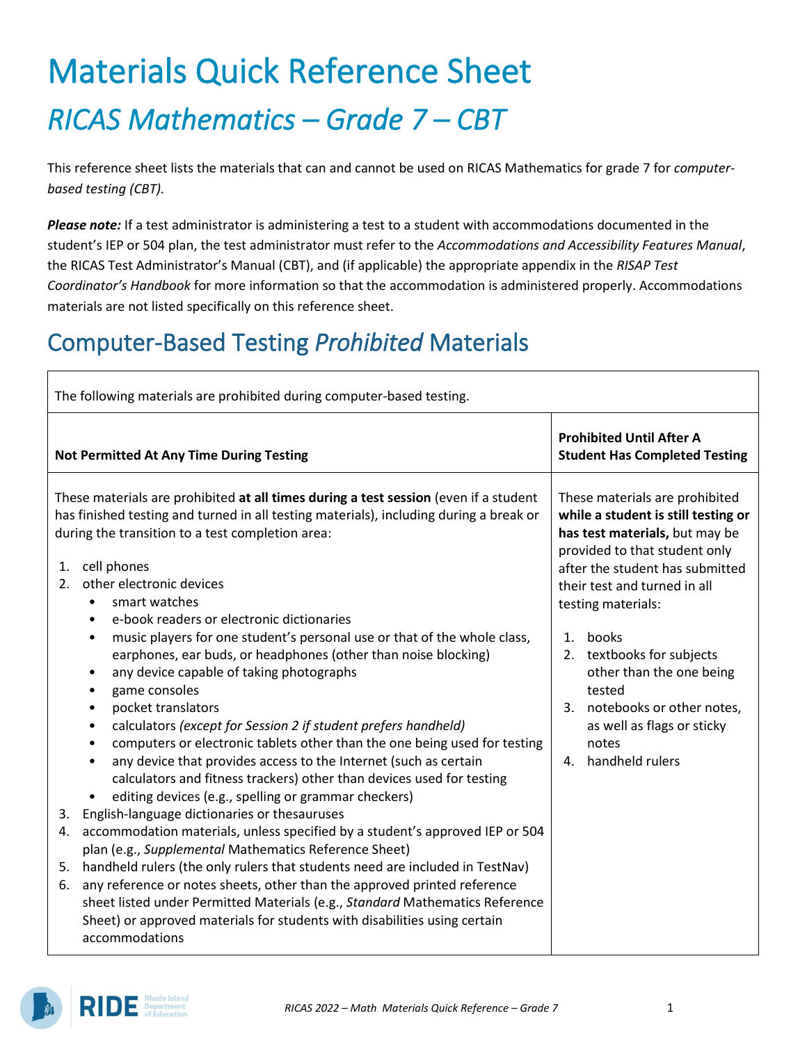# Materials Quick Reference Sheet

## *RICAS Mathematics – Grade 7 – CBT*

This reference sheet lists the materials that can and cannot be used on RICAS Mathematics for grade 7 for *computer-based testing (CBT).*

***Please note:*** If a test administrator is administering a test to a student with accommodations documented in the student's IEP or 504 plan, the test administrator must refer to the *Accommodations and Accessibility Features Manual*, the RICAS Test Administrator's Manual (CBT), and (if applicable) the appropriate appendix in the *RISAP Test Coordinator's Handbook* for more information so that the accommodation is administered properly. Accommodations materials are not listed specifically on this reference sheet.

## Computer-Based Testing *Prohibited* Materials

The following materials are prohibited during computer-based testing.

| Not Permitted At Any Time During Testing | Prohibited Until After A Student Has Completed Testing |
|---|---|
| These materials are prohibited **at all times during a test session** (even if a student has finished testing and turned in all testing materials), including during a break or during the transition to a test completion area:<br><br>1. cell phones<br>2. other electronic devices<br>• smart watches<br>• e-book readers or electronic dictionaries<br>• music players for one student's personal use or that of the whole class, earphones, ear buds, or headphones (other than noise blocking)<br>• any device capable of taking photographs<br>• game consoles<br>• pocket translators<br>• calculators *(except for Session 2 if student prefers handheld)*<br>• computers or electronic tablets other than the one being used for testing<br>• any device that provides access to the Internet (such as certain calculators and fitness trackers) other than devices used for testing<br>• editing devices (e.g., spelling or grammar checkers)<br>3. English-language dictionaries or thesauruses<br>4. accommodation materials, unless specified by a student's approved IEP or 504 plan (e.g., *Supplemental* Mathematics Reference Sheet)<br>5. handheld rulers (the only rulers that students need are included in TestNav)<br>6. any reference or notes sheets, other than the approved printed reference sheet listed under Permitted Materials (e.g., *Standard* Mathematics Reference Sheet) or approved materials for students with disabilities using certain accommodations | These materials are prohibited **while a student is still testing or has test materials,** but may be provided to that student only after the student has submitted their test and turned in all testing materials:<br><br>1. books<br>2. textbooks for subjects other than the one being tested<br>3. notebooks or other notes, as well as flags or sticky notes<br>4. handheld rulers |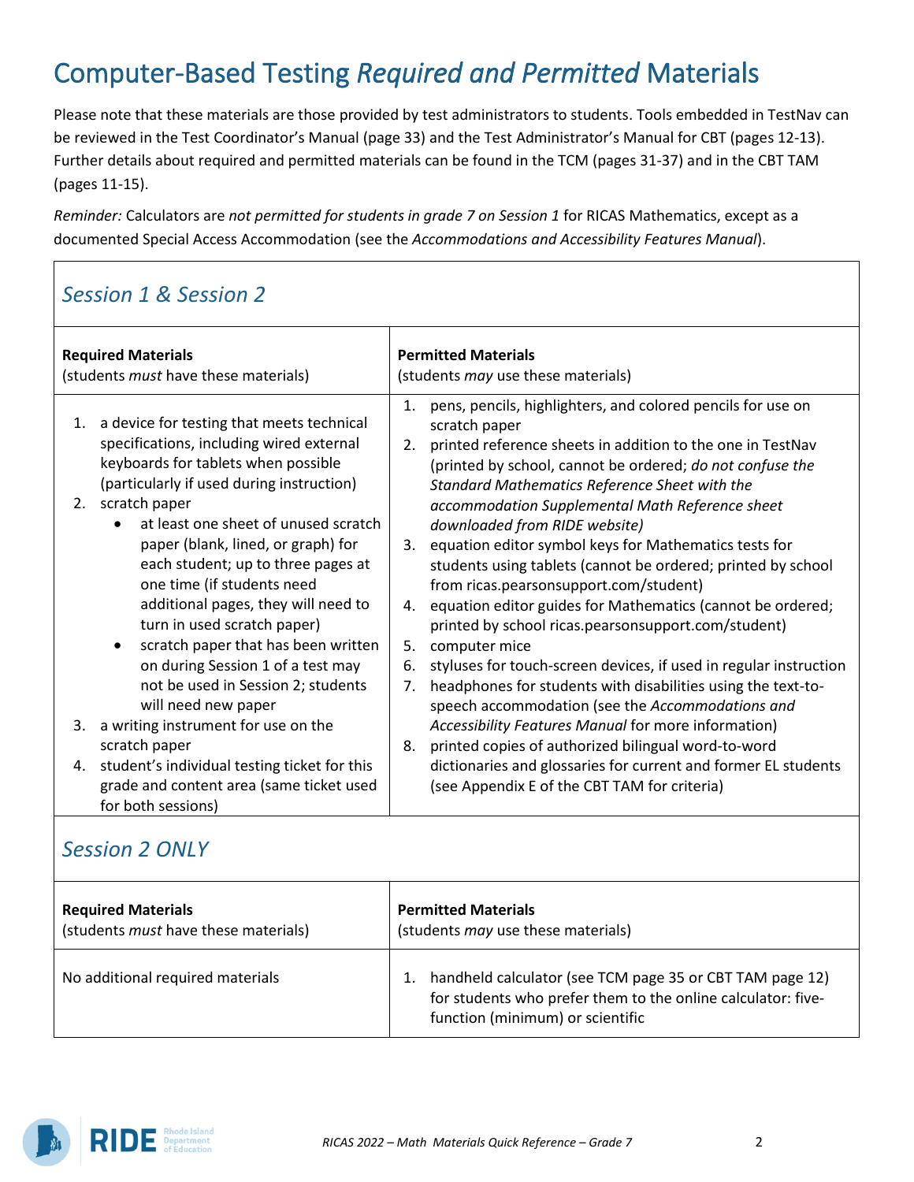# Computer-Based Testing *Required and Permitted* Materials

Please note that these materials are those provided by test administrators to students. Tools embedded in TestNav can be reviewed in the Test Coordinator's Manual (page 33) and the Test Administrator's Manual for CBT (pages 12-13). Further details about required and permitted materials can be found in the TCM (pages 31-37) and in the CBT TAM (pages 11-15).

*Reminder:* Calculators are *not permitted for students in grade 7 on Session 1* for RICAS Mathematics, except as a documented Special Access Accommodation (see the *Accommodations and Accessibility Features Manual*).

## *Session 1 & Session 2*

| **Required Materials** (students *must* have these materials) | **Permitted Materials** (students *may* use these materials) |
|---|---|
| 1. a device for testing that meets technical specifications, including wired external keyboards for tablets when possible (particularly if used during instruction)<br>2. scratch paper<br>• at least one sheet of unused scratch paper (blank, lined, or graph) for each student; up to three pages at one time (if students need additional pages, they will need to turn in used scratch paper)<br>• scratch paper that has been written on during Session 1 of a test may not be used in Session 2; students will need new paper<br>3. a writing instrument for use on the scratch paper<br>4. student's individual testing ticket for this grade and content area (same ticket used for both sessions) | 1. pens, pencils, highlighters, and colored pencils for use on scratch paper<br>2. printed reference sheets in addition to the one in TestNav (printed by school, cannot be ordered; *do not confuse the Standard Mathematics Reference Sheet with the accommodation Supplemental Math Reference sheet downloaded from RIDE website)*<br>3. equation editor symbol keys for Mathematics tests for students using tablets (cannot be ordered; printed by school from ricas.pearsonsupport.com/student)<br>4. equation editor guides for Mathematics (cannot be ordered; printed by school ricas.pearsonsupport.com/student)<br>5. computer mice<br>6. styluses for touch-screen devices, if used in regular instruction<br>7. headphones for students with disabilities using the text-to-speech accommodation (see the *Accommodations and Accessibility Features Manual* for more information)<br>8. printed copies of authorized bilingual word-to-word dictionaries and glossaries for current and former EL students (see Appendix E of the CBT TAM for criteria) |

## *Session 2 ONLY*

| **Required Materials** (students *must* have these materials) | **Permitted Materials** (students *may* use these materials) |
|---|---|
| No additional required materials | 1. handheld calculator (see TCM page 35 or CBT TAM page 12) for students who prefer them to the online calculator: five-function (minimum) or scientific |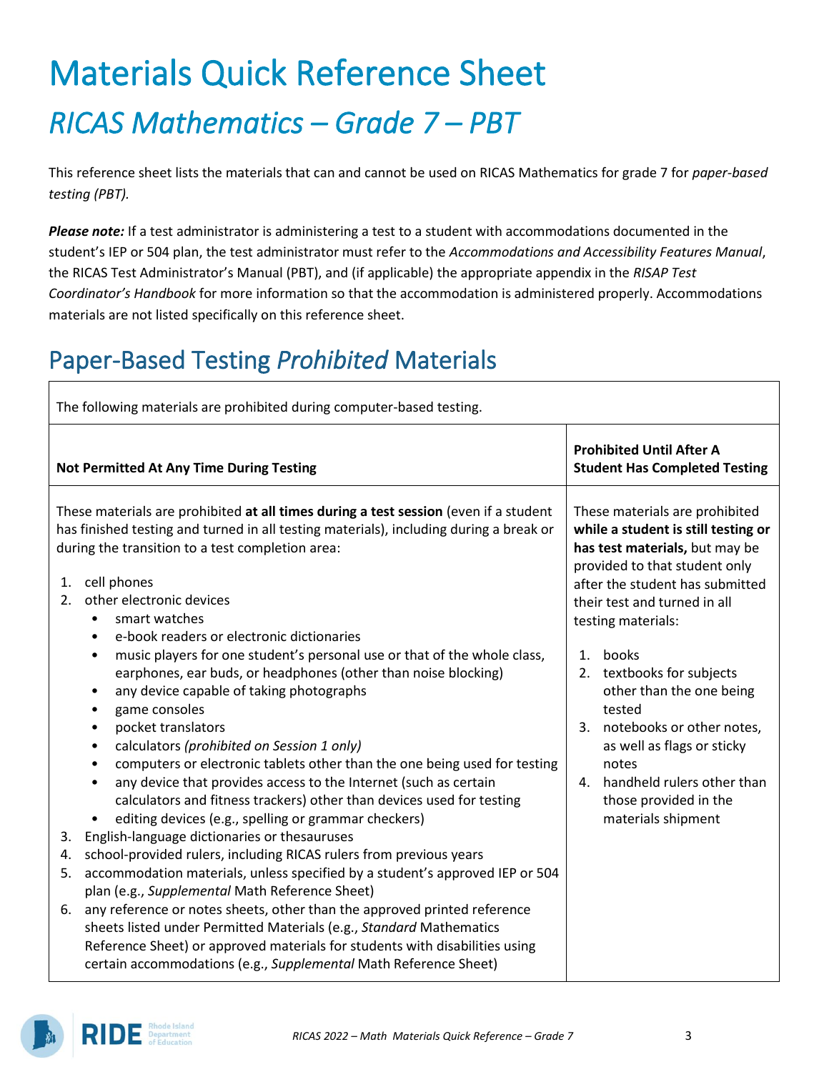# Materials Quick Reference Sheet

## *RICAS Mathematics – Grade 7 – PBT*

This reference sheet lists the materials that can and cannot be used on RICAS Mathematics for grade 7 for *paper-based testing (PBT).*

***Please note:*** If a test administrator is administering a test to a student with accommodations documented in the student's IEP or 504 plan, the test administrator must refer to the *Accommodations and Accessibility Features Manual*, the RICAS Test Administrator's Manual (PBT), and (if applicable) the appropriate appendix in the *RISAP Test Coordinator's Handbook* for more information so that the accommodation is administered properly. Accommodations materials are not listed specifically on this reference sheet.

## Paper-Based Testing *Prohibited* Materials

The following materials are prohibited during computer-based testing.

| Not Permitted At Any Time During Testing | Prohibited Until After A Student Has Completed Testing |
|---|---|
| These materials are prohibited **at all times during a test session** (even if a student has finished testing and turned in all testing materials), including during a break or during the transition to a test completion area:<br><br>1. cell phones<br>2. other electronic devices<br>&nbsp;&nbsp;• smart watches<br>&nbsp;&nbsp;• e-book readers or electronic dictionaries<br>&nbsp;&nbsp;• music players for one student's personal use or that of the whole class, earphones, ear buds, or headphones (other than noise blocking)<br>&nbsp;&nbsp;• any device capable of taking photographs<br>&nbsp;&nbsp;• game consoles<br>&nbsp;&nbsp;• pocket translators<br>&nbsp;&nbsp;• calculators *(prohibited on Session 1 only)*<br>&nbsp;&nbsp;• computers or electronic tablets other than the one being used for testing<br>&nbsp;&nbsp;• any device that provides access to the Internet (such as certain calculators and fitness trackers) other than devices used for testing<br>&nbsp;&nbsp;• editing devices (e.g., spelling or grammar checkers)<br>3. English-language dictionaries or thesauruses<br>4. school-provided rulers, including RICAS rulers from previous years<br>5. accommodation materials, unless specified by a student's approved IEP or 504 plan (e.g., *Supplemental* Math Reference Sheet)<br>6. any reference or notes sheets, other than the approved printed reference sheets listed under Permitted Materials (e.g., *Standard* Mathematics Reference Sheet) or approved materials for students with disabilities using certain accommodations (e.g., *Supplemental* Math Reference Sheet) | These materials are prohibited **while a student is still testing or has test materials,** but may be provided to that student only after the student has submitted their test and turned in all testing materials:<br><br>1. books<br>2. textbooks for subjects other than the one being tested<br>3. notebooks or other notes, as well as flags or sticky notes<br>4. handheld rulers other than those provided in the materials shipment |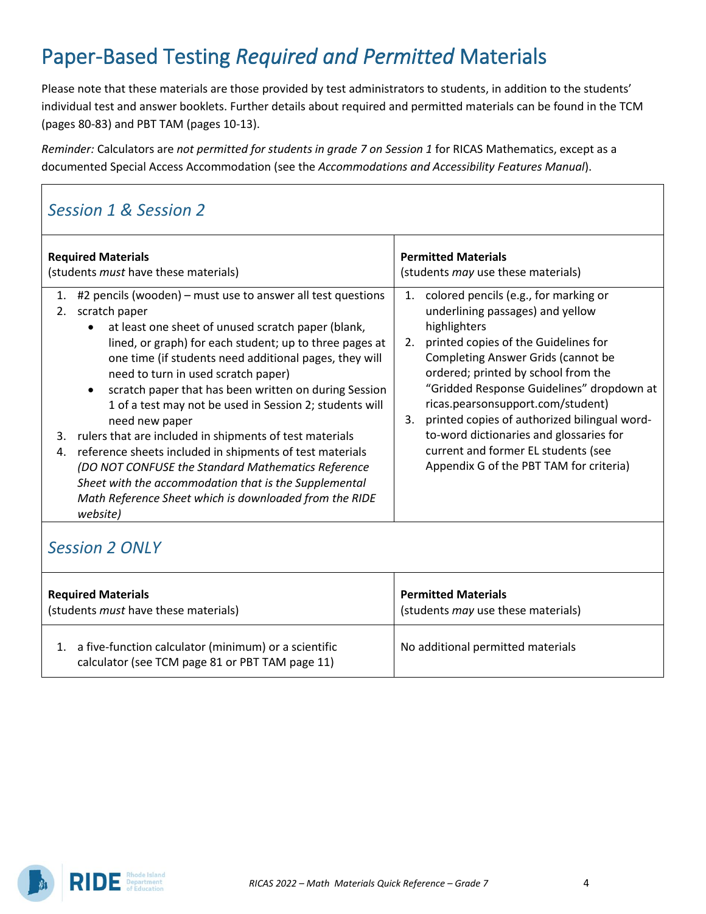# Paper-Based Testing *Required and Permitted* Materials

Please note that these materials are those provided by test administrators to students, in addition to the students' individual test and answer booklets. Further details about required and permitted materials can be found in the TCM (pages 80-83) and PBT TAM (pages 10-13).

*Reminder:* Calculators are *not permitted for students in grade 7 on Session 1* for RICAS Mathematics, except as a documented Special Access Accommodation (see the *Accommodations and Accessibility Features Manual*).

## *Session 1 & Session 2*

| **Required Materials**<br>(students *must* have these materials) | **Permitted Materials**<br>(students *may* use these materials) |
|---|---|
| 1. #2 pencils (wooden) – must use to answer all test questions<br>2. scratch paper<br>• at least one sheet of unused scratch paper (blank, lined, or graph) for each student; up to three pages at one time (if students need additional pages, they will need to turn in used scratch paper)<br>• scratch paper that has been written on during Session 1 of a test may not be used in Session 2; students will need new paper<br>3. rulers that are included in shipments of test materials<br>4. reference sheets included in shipments of test materials *(DO NOT CONFUSE the Standard Mathematics Reference Sheet with the accommodation that is the Supplemental Math Reference Sheet which is downloaded from the RIDE website)* | 1. colored pencils (e.g., for marking or underlining passages) and yellow highlighters<br>2. printed copies of the Guidelines for Completing Answer Grids (cannot be ordered; printed by school from the "Gridded Response Guidelines" dropdown at ricas.pearsonsupport.com/student)<br>3. printed copies of authorized bilingual word-to-word dictionaries and glossaries for current and former EL students (see Appendix G of the PBT TAM for criteria) |

## *Session 2 ONLY*

| **Required Materials**<br>(students *must* have these materials) | **Permitted Materials**<br>(students *may* use these materials) |
|---|---|
| 1. a five-function calculator (minimum) or a scientific calculator (see TCM page 81 or PBT TAM page 11) | No additional permitted materials |